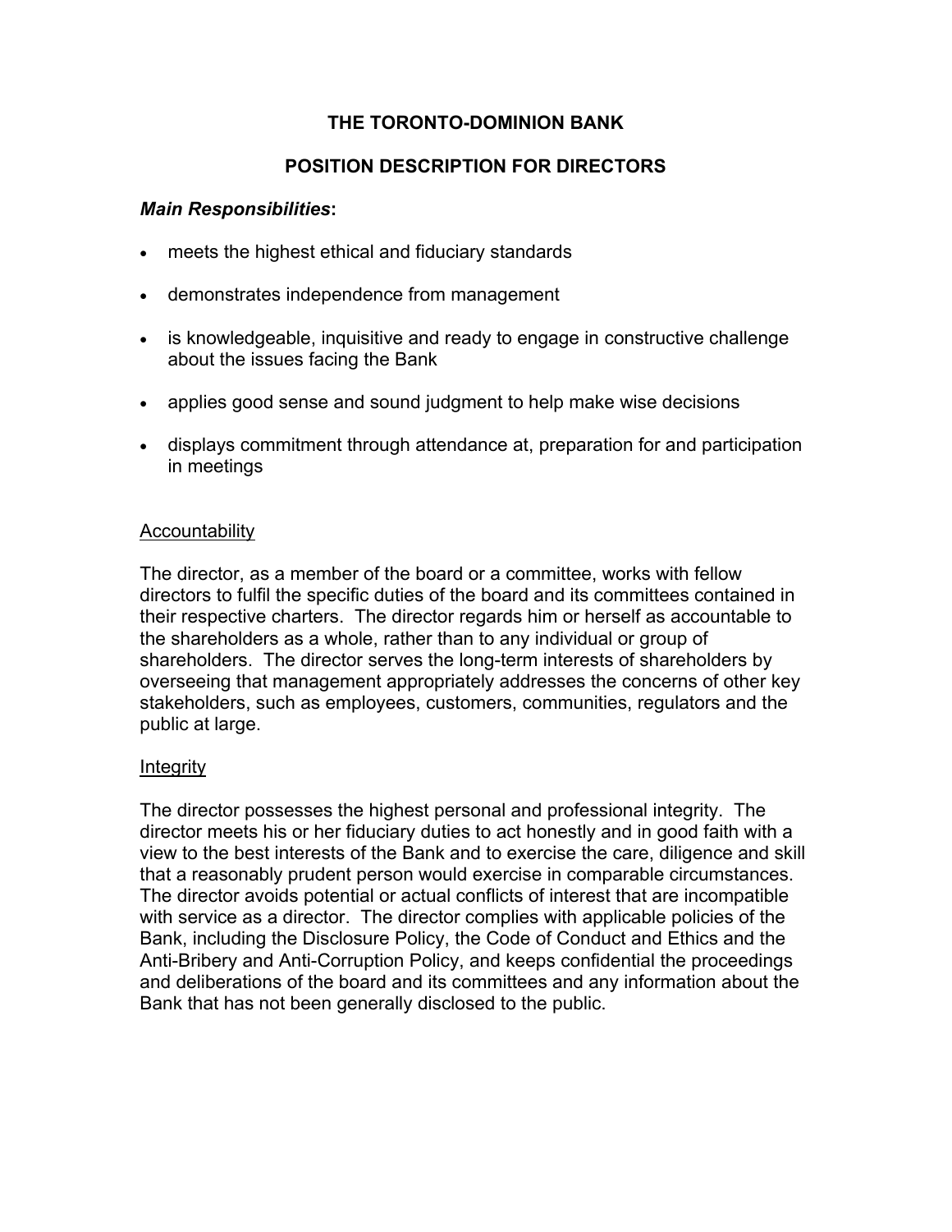# THE TORONTO-DOMINION BANK

## POSITION DESCRIPTION FOR DIRECTORS

### ***Main Responsibilities*:**

- meets the highest ethical and fiduciary standards
- demonstrates independence from management
- is knowledgeable, inquisitive and ready to engage in constructive challenge about the issues facing the Bank
- applies good sense and sound judgment to help make wise decisions
- displays commitment through attendance at, preparation for and participation in meetings

#### Accountability

The director, as a member of the board or a committee, works with fellow directors to fulfil the specific duties of the board and its committees contained in their respective charters. The director regards him or herself as accountable to the shareholders as a whole, rather than to any individual or group of shareholders. The director serves the long-term interests of shareholders by overseeing that management appropriately addresses the concerns of other key stakeholders, such as employees, customers, communities, regulators and the public at large.

#### Integrity

The director possesses the highest personal and professional integrity. The director meets his or her fiduciary duties to act honestly and in good faith with a view to the best interests of the Bank and to exercise the care, diligence and skill that a reasonably prudent person would exercise in comparable circumstances. The director avoids potential or actual conflicts of interest that are incompatible with service as a director. The director complies with applicable policies of the Bank, including the Disclosure Policy, the Code of Conduct and Ethics and the Anti-Bribery and Anti-Corruption Policy, and keeps confidential the proceedings and deliberations of the board and its committees and any information about the Bank that has not been generally disclosed to the public.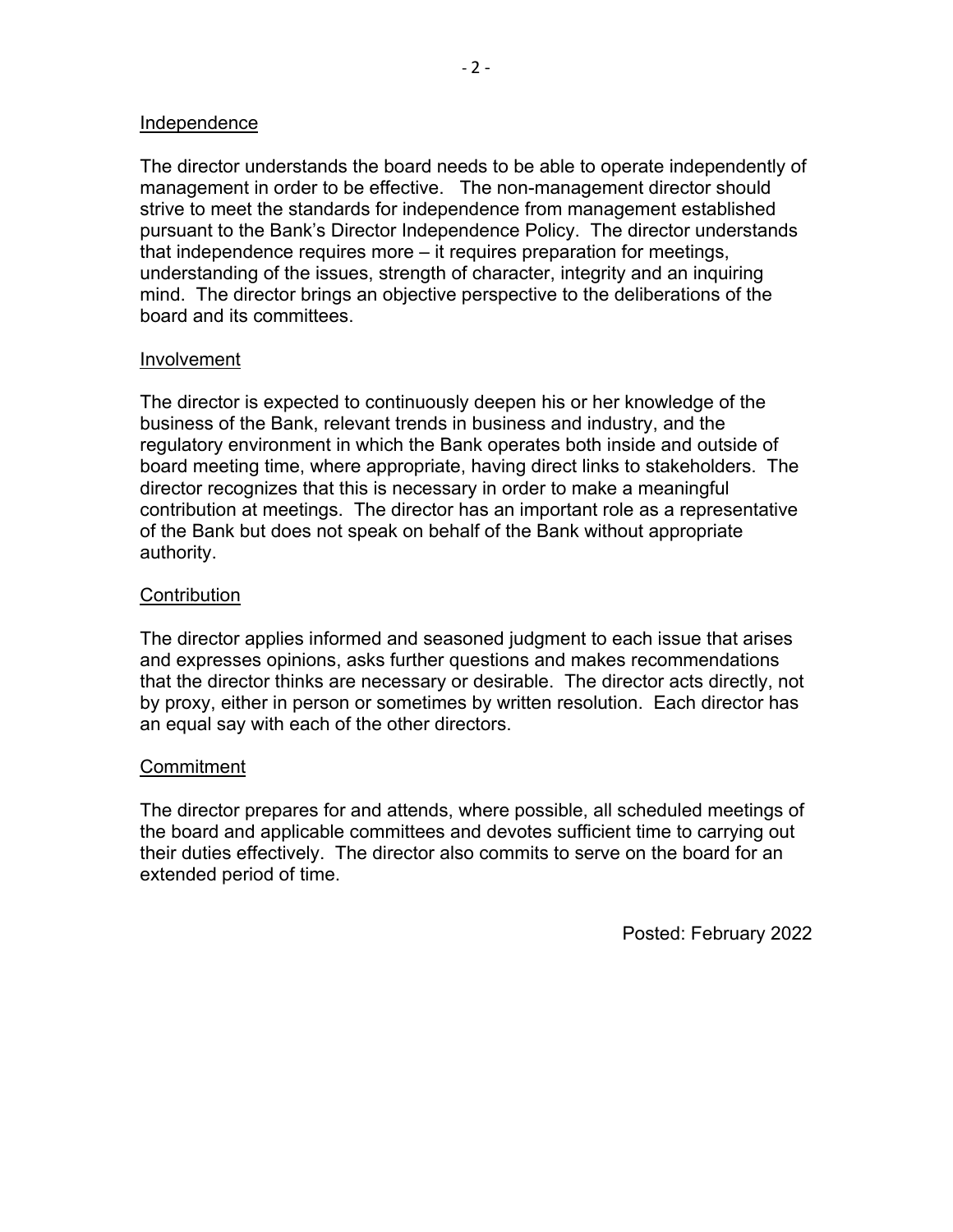## Independence

The director understands the board needs to be able to operate independently of management in order to be effective. The non-management director should strive to meet the standards for independence from management established pursuant to the Bank's Director Independence Policy. The director understands that independence requires more – it requires preparation for meetings, understanding of the issues, strength of character, integrity and an inquiring mind. The director brings an objective perspective to the deliberations of the board and its committees.

## Involvement

The director is expected to continuously deepen his or her knowledge of the business of the Bank, relevant trends in business and industry, and the regulatory environment in which the Bank operates both inside and outside of board meeting time, where appropriate, having direct links to stakeholders. The director recognizes that this is necessary in order to make a meaningful contribution at meetings. The director has an important role as a representative of the Bank but does not speak on behalf of the Bank without appropriate authority.

## Contribution

The director applies informed and seasoned judgment to each issue that arises and expresses opinions, asks further questions and makes recommendations that the director thinks are necessary or desirable. The director acts directly, not by proxy, either in person or sometimes by written resolution. Each director has an equal say with each of the other directors.

## Commitment

The director prepares for and attends, where possible, all scheduled meetings of the board and applicable committees and devotes sufficient time to carrying out their duties effectively. The director also commits to serve on the board for an extended period of time.

Posted: February 2022